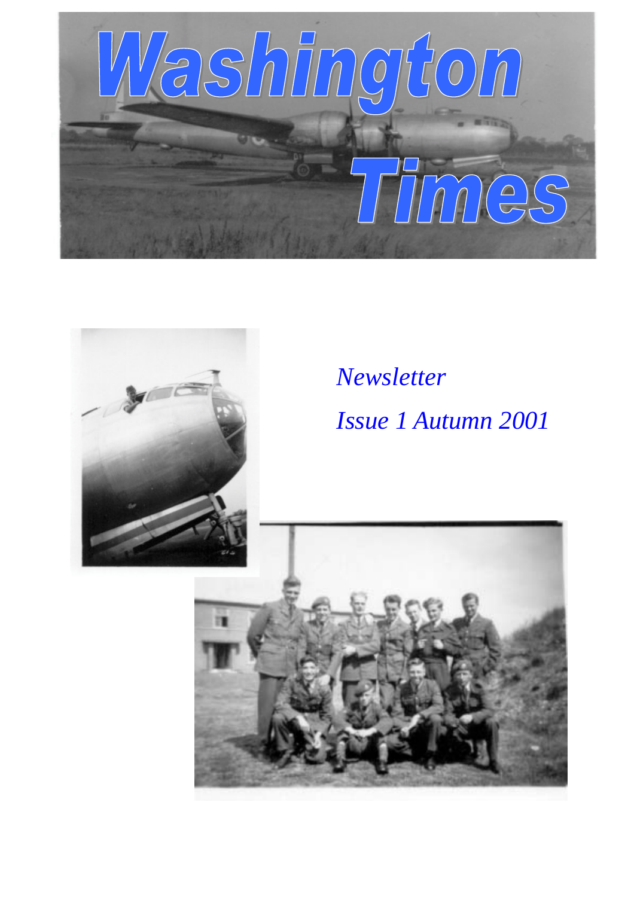# Washington Times

*Newsletter*

*Issue 1 Autumn 2001*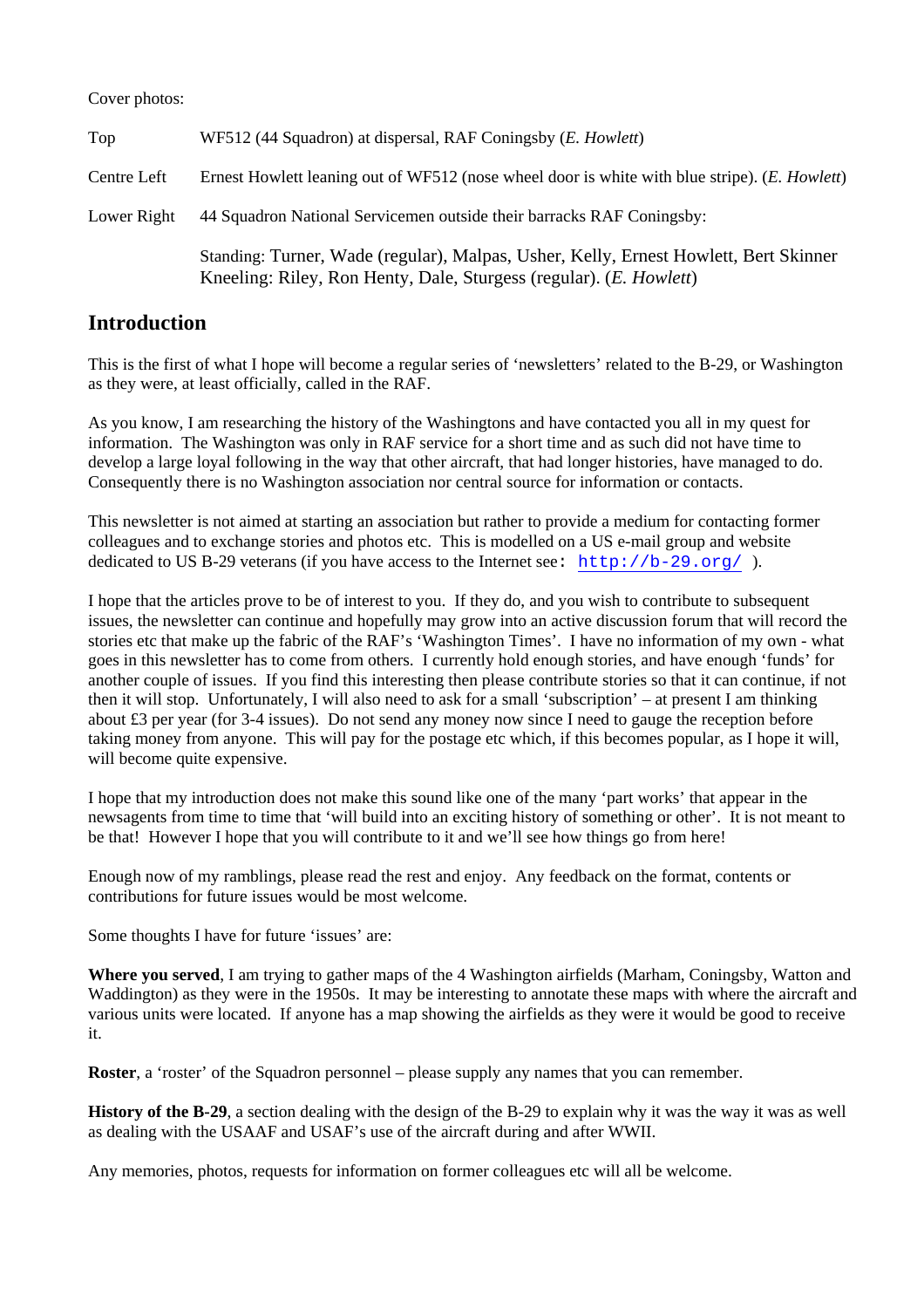Cover photos:

| | |
|---|---|
| Top | WF512 (44 Squadron) at dispersal, RAF Coningsby (*E. Howlett*) |
| Centre Left | Ernest Howlett leaning out of WF512 (nose wheel door is white with blue stripe). (*E. Howlett*) |
| Lower Right | 44 Squadron National Servicemen outside their barracks RAF Coningsby: |
| | Standing: Turner, Wade (regular), Malpas, Usher, Kelly, Ernest Howlett, Bert Skinner Kneeling: Riley, Ron Henty, Dale, Sturgess (regular). (*E. Howlett*) |

## Introduction

This is the first of what I hope will become a regular series of 'newsletters' related to the B-29, or Washington as they were, at least officially, called in the RAF.

As you know, I am researching the history of the Washingtons and have contacted you all in my quest for information. The Washington was only in RAF service for a short time and as such did not have time to develop a large loyal following in the way that other aircraft, that had longer histories, have managed to do. Consequently there is no Washington association nor central source for information or contacts.

This newsletter is not aimed at starting an association but rather to provide a medium for contacting former colleagues and to exchange stories and photos etc. This is modelled on a US e-mail group and website dedicated to US B-29 veterans (if you have access to the Internet see: http://b-29.org/ ).

I hope that the articles prove to be of interest to you. If they do, and you wish to contribute to subsequent issues, the newsletter can continue and hopefully may grow into an active discussion forum that will record the stories etc that make up the fabric of the RAF's 'Washington Times'. I have no information of my own - what goes in this newsletter has to come from others. I currently hold enough stories, and have enough 'funds' for another couple of issues. If you find this interesting then please contribute stories so that it can continue, if not then it will stop. Unfortunately, I will also need to ask for a small 'subscription' – at present I am thinking about £3 per year (for 3-4 issues). Do not send any money now since I need to gauge the reception before taking money from anyone. This will pay for the postage etc which, if this becomes popular, as I hope it will, will become quite expensive.

I hope that my introduction does not make this sound like one of the many 'part works' that appear in the newsagents from time to time that 'will build into an exciting history of something or other'. It is not meant to be that! However I hope that you will contribute to it and we'll see how things go from here!

Enough now of my ramblings, please read the rest and enjoy. Any feedback on the format, contents or contributions for future issues would be most welcome.

Some thoughts I have for future 'issues' are:

**Where you served**, I am trying to gather maps of the 4 Washington airfields (Marham, Coningsby, Watton and Waddington) as they were in the 1950s. It may be interesting to annotate these maps with where the aircraft and various units were located. If anyone has a map showing the airfields as they were it would be good to receive it.

**Roster**, a 'roster' of the Squadron personnel – please supply any names that you can remember.

**History of the B-29**, a section dealing with the design of the B-29 to explain why it was the way it was as well as dealing with the USAAF and USAF's use of the aircraft during and after WWII.

Any memories, photos, requests for information on former colleagues etc will all be welcome.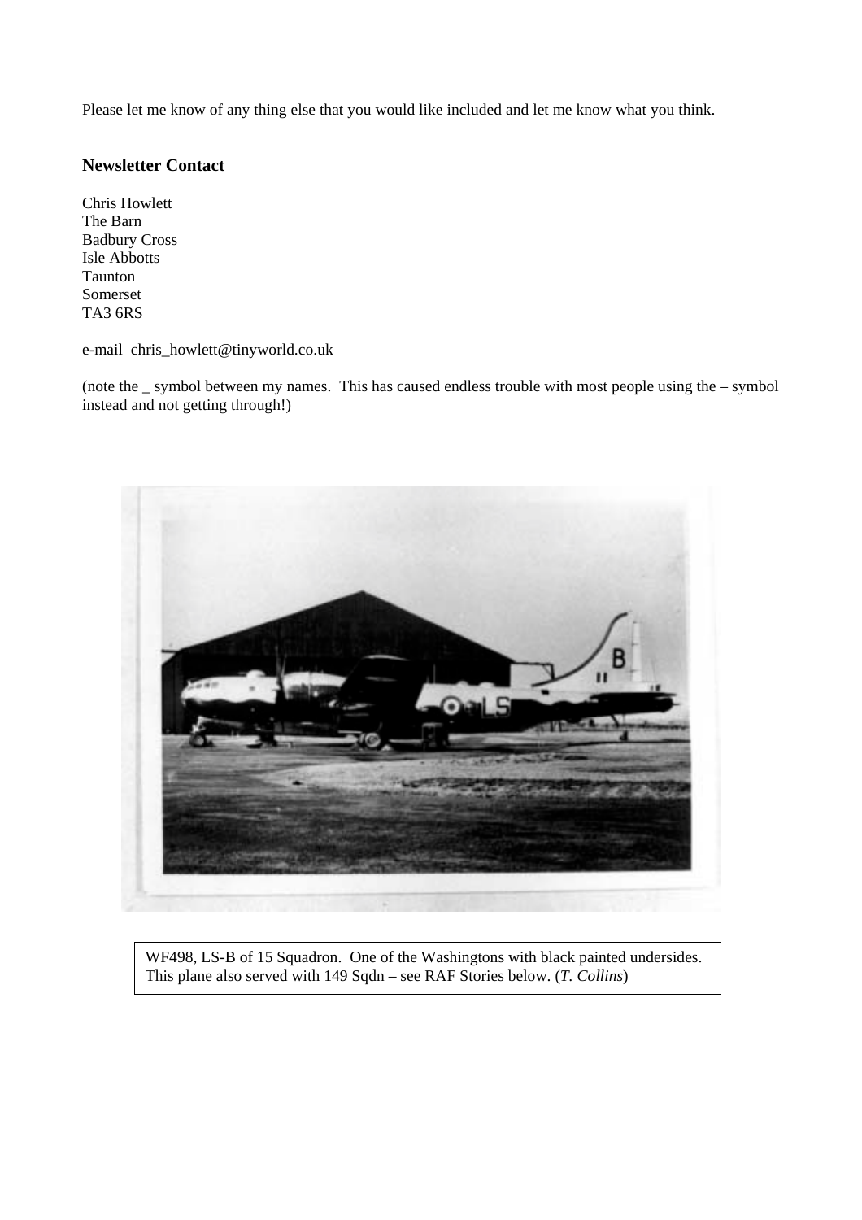Please let me know of any thing else that you would like included and let me know what you think.

## Newsletter Contact

Chris Howlett
The Barn
Badbury Cross
Isle Abbotts
Taunton
Somerset
TA3 6RS

e-mail chris_howlett@tinyworld.co.uk

(note the _ symbol between my names. This has caused endless trouble with most people using the – symbol instead and not getting through!)

WF498, LS-B of 15 Squadron. One of the Washingtons with black painted undersides. This plane also served with 149 Sqdn – see RAF Stories below. (*T. Collins*)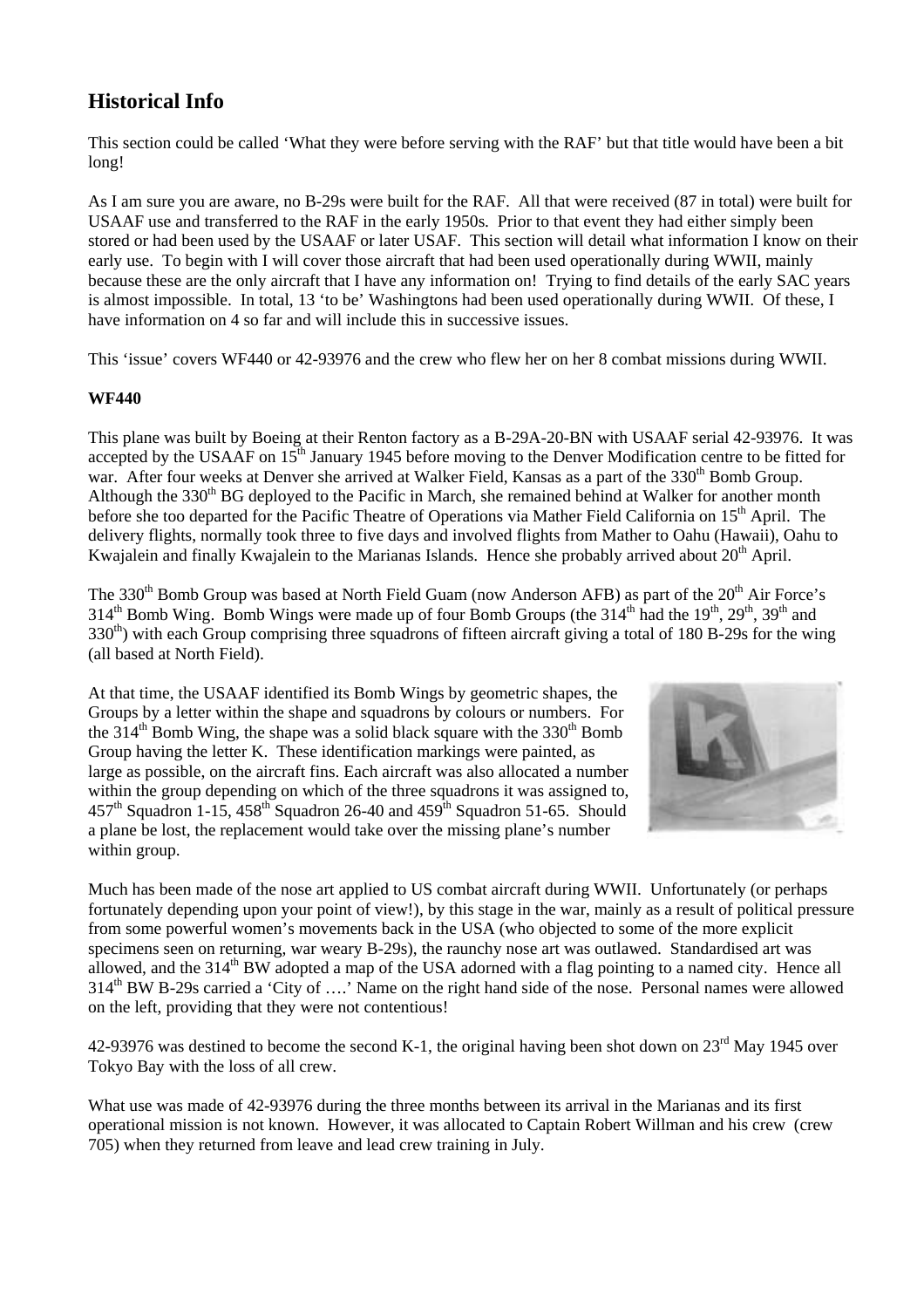## Historical Info

This section could be called 'What they were before serving with the RAF' but that title would have been a bit long!

As I am sure you are aware, no B-29s were built for the RAF. All that were received (87 in total) were built for USAAF use and transferred to the RAF in the early 1950s. Prior to that event they had either simply been stored or had been used by the USAAF or later USAF. This section will detail what information I know on their early use. To begin with I will cover those aircraft that had been used operationally during WWII, mainly because these are the only aircraft that I have any information on! Trying to find details of the early SAC years is almost impossible. In total, 13 'to be' Washingtons had been used operationally during WWII. Of these, I have information on 4 so far and will include this in successive issues.

This 'issue' covers WF440 or 42-93976 and the crew who flew her on her 8 combat missions during WWII.

**WF440**

This plane was built by Boeing at their Renton factory as a B-29A-20-BN with USAAF serial 42-93976. It was accepted by the USAAF on 15th January 1945 before moving to the Denver Modification centre to be fitted for war. After four weeks at Denver she arrived at Walker Field, Kansas as a part of the 330th Bomb Group. Although the 330th BG deployed to the Pacific in March, she remained behind at Walker for another month before she too departed for the Pacific Theatre of Operations via Mather Field California on 15th April. The delivery flights, normally took three to five days and involved flights from Mather to Oahu (Hawaii), Oahu to Kwajalein and finally Kwajalein to the Marianas Islands. Hence she probably arrived about 20th April.

The 330th Bomb Group was based at North Field Guam (now Anderson AFB) as part of the 20th Air Force's 314th Bomb Wing. Bomb Wings were made up of four Bomb Groups (the 314th had the 19th, 29th, 39th and 330th) with each Group comprising three squadrons of fifteen aircraft giving a total of 180 B-29s for the wing (all based at North Field).

At that time, the USAAF identified its Bomb Wings by geometric shapes, the Groups by a letter within the shape and squadrons by colours or numbers. For the 314th Bomb Wing, the shape was a solid black square with the 330th Bomb Group having the letter K. These identification markings were painted, as large as possible, on the aircraft fins. Each aircraft was also allocated a number within the group depending on which of the three squadrons it was assigned to, 457th Squadron 1-15, 458th Squadron 26-40 and 459th Squadron 51-65. Should a plane be lost, the replacement would take over the missing plane's number within group.

Much has been made of the nose art applied to US combat aircraft during WWII. Unfortunately (or perhaps fortunately depending upon your point of view!), by this stage in the war, mainly as a result of political pressure from some powerful women's movements back in the USA (who objected to some of the more explicit specimens seen on returning, war weary B-29s), the raunchy nose art was outlawed. Standardised art was allowed, and the 314th BW adopted a map of the USA adorned with a flag pointing to a named city. Hence all 314th BW B-29s carried a 'City of ….' Name on the right hand side of the nose. Personal names were allowed on the left, providing that they were not contentious!

42-93976 was destined to become the second K-1, the original having been shot down on 23rd May 1945 over Tokyo Bay with the loss of all crew.

What use was made of 42-93976 during the three months between its arrival in the Marianas and its first operational mission is not known. However, it was allocated to Captain Robert Willman and his crew (crew 705) when they returned from leave and lead crew training in July.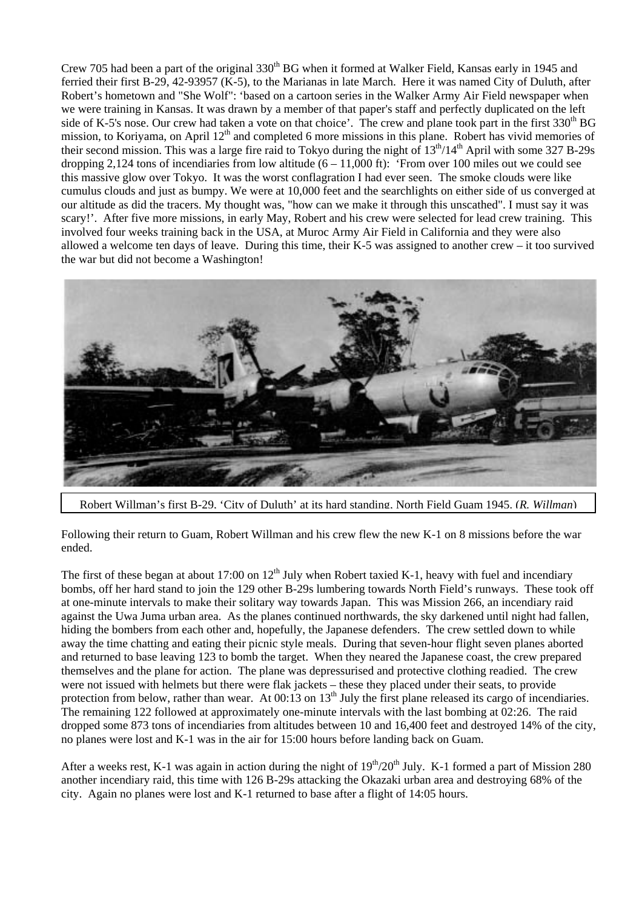Crew 705 had been a part of the original 330th BG when it formed at Walker Field, Kansas early in 1945 and ferried their first B-29, 42-93957 (K-5), to the Marianas in late March. Here it was named City of Duluth, after Robert's hometown and "She Wolf": 'based on a cartoon series in the Walker Army Air Field newspaper when we were training in Kansas. It was drawn by a member of that paper's staff and perfectly duplicated on the left side of K-5's nose. Our crew had taken a vote on that choice'. The crew and plane took part in the first 330th BG mission, to Koriyama, on April 12th and completed 6 more missions in this plane. Robert has vivid memories of their second mission. This was a large fire raid to Tokyo during the night of 13th/14th April with some 327 B-29s dropping 2,124 tons of incendiaries from low altitude (6 – 11,000 ft): 'From over 100 miles out we could see this massive glow over Tokyo. It was the worst conflagration I had ever seen. The smoke clouds were like cumulus clouds and just as bumpy. We were at 10,000 feet and the searchlights on either side of us converged at our altitude as did the tracers. My thought was, "how can we make it through this unscathed". I must say it was scary!'. After five more missions, in early May, Robert and his crew were selected for lead crew training. This involved four weeks training back in the USA, at Muroc Army Air Field in California and they were also allowed a welcome ten days of leave. During this time, their K-5 was assigned to another crew – it too survived the war but did not become a Washington!

Robert Willman's first B-29, 'City of Duluth' at its hard standing, North Field Guam 1945. *(R. Willman)*

Following their return to Guam, Robert Willman and his crew flew the new K-1 on 8 missions before the war ended.

The first of these began at about 17:00 on 12th July when Robert taxied K-1, heavy with fuel and incendiary bombs, off her hard stand to join the 129 other B-29s lumbering towards North Field's runways. These took off at one-minute intervals to make their solitary way towards Japan. This was Mission 266, an incendiary raid against the Uwa Juma urban area. As the planes continued northwards, the sky darkened until night had fallen, hiding the bombers from each other and, hopefully, the Japanese defenders. The crew settled down to while away the time chatting and eating their picnic style meals. During that seven-hour flight seven planes aborted and returned to base leaving 123 to bomb the target. When they neared the Japanese coast, the crew prepared themselves and the plane for action. The plane was depressurised and protective clothing readied. The crew were not issued with helmets but there were flak jackets – these they placed under their seats, to provide protection from below, rather than wear. At 00:13 on 13th July the first plane released its cargo of incendiaries. The remaining 122 followed at approximately one-minute intervals with the last bombing at 02:26. The raid dropped some 873 tons of incendiaries from altitudes between 10 and 16,400 feet and destroyed 14% of the city, no planes were lost and K-1 was in the air for 15:00 hours before landing back on Guam.

After a weeks rest, K-1 was again in action during the night of 19th/20th July. K-1 formed a part of Mission 280 another incendiary raid, this time with 126 B-29s attacking the Okazaki urban area and destroying 68% of the city. Again no planes were lost and K-1 returned to base after a flight of 14:05 hours.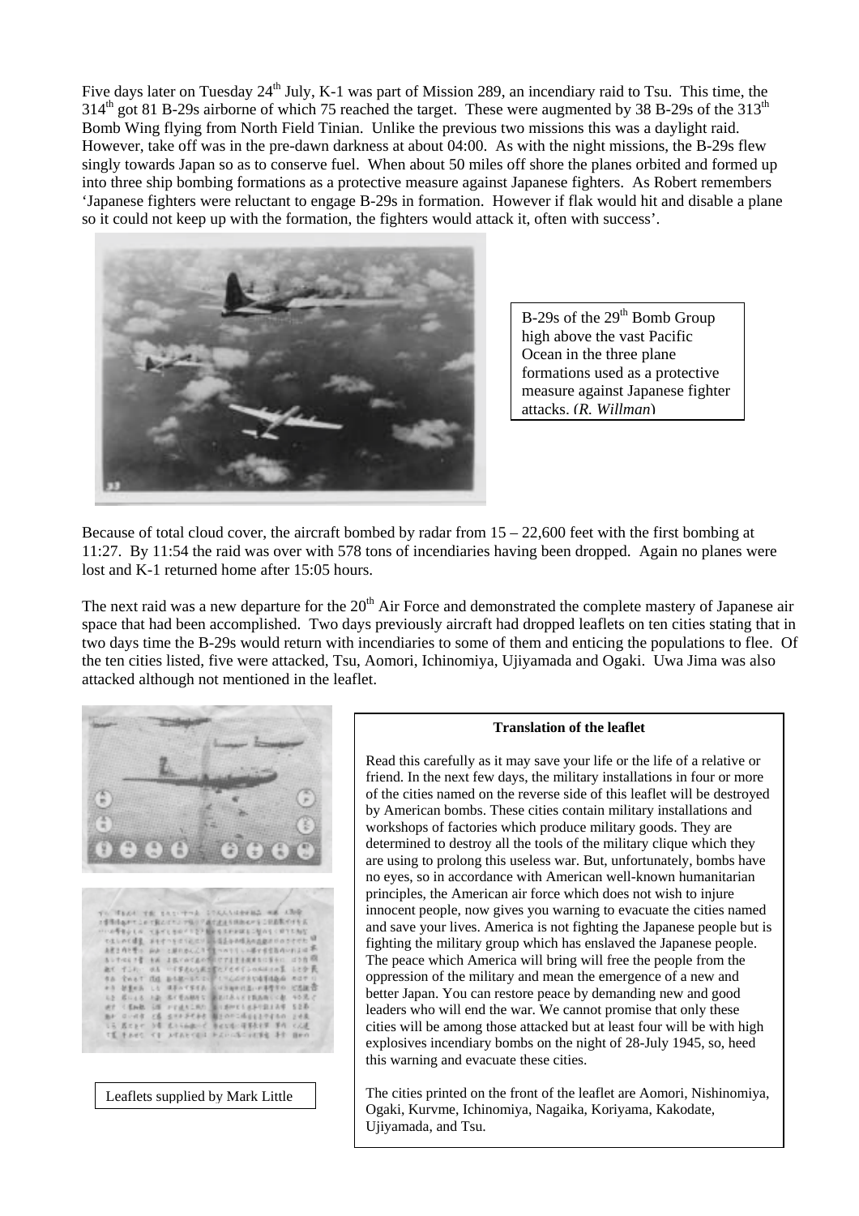Five days later on Tuesday 24th July, K-1 was part of Mission 289, an incendiary raid to Tsu. This time, the 314th got 81 B-29s airborne of which 75 reached the target. These were augmented by 38 B-29s of the 313th Bomb Wing flying from North Field Tinian. Unlike the previous two missions this was a daylight raid. However, take off was in the pre-dawn darkness at about 04:00. As with the night missions, the B-29s flew singly towards Japan so as to conserve fuel. When about 50 miles off shore the planes orbited and formed up into three ship bombing formations as a protective measure against Japanese fighters. As Robert remembers 'Japanese fighters were reluctant to engage B-29s in formation. However if flak would hit and disable a plane so it could not keep up with the formation, the fighters would attack it, often with success'.

B-29s of the 29th Bomb Group high above the vast Pacific Ocean in the three plane formations used as a protective measure against Japanese fighter attacks. *(R. Willman)*

Because of total cloud cover, the aircraft bombed by radar from 15 – 22,600 feet with the first bombing at 11:27. By 11:54 the raid was over with 578 tons of incendiaries having been dropped. Again no planes were lost and K-1 returned home after 15:05 hours.

The next raid was a new departure for the 20th Air Force and demonstrated the complete mastery of Japanese air space that had been accomplished. Two days previously aircraft had dropped leaflets on ten cities stating that in two days time the B-29s would return with incendiaries to some of them and enticing the populations to flee. Of the ten cities listed, five were attacked, Tsu, Aomori, Ichinomiya, Ujiyamada and Ogaki. Uwa Jima was also attacked although not mentioned in the leaflet.

Leaflets supplied by Mark Little

**Translation of the leaflet**

Read this carefully as it may save your life or the life of a relative or friend. In the next few days, the military installations in four or more of the cities named on the reverse side of this leaflet will be destroyed by American bombs. These cities contain military installations and workshops of factories which produce military goods. They are determined to destroy all the tools of the military clique which they are using to prolong this useless war. But, unfortunately, bombs have no eyes, so in accordance with American well-known humanitarian principles, the American air force which does not wish to injure innocent people, now gives you warning to evacuate the cities named and save your lives. America is not fighting the Japanese people but is fighting the military group which has enslaved the Japanese people. The peace which America will bring will free the people from the oppression of the military and mean the emergence of a new and better Japan. You can restore peace by demanding new and good leaders who will end the war. We cannot promise that only these cities will be among those attacked but at least four will be with high explosives incendiary bombs on the night of 28-July 1945, so, heed this warning and evacuate these cities.

The cities printed on the front of the leaflet are Aomori, Nishinomiya, Ogaki, Kurvme, Ichinomiya, Nagaika, Koriyama, Kakodate, Ujiyamada, and Tsu.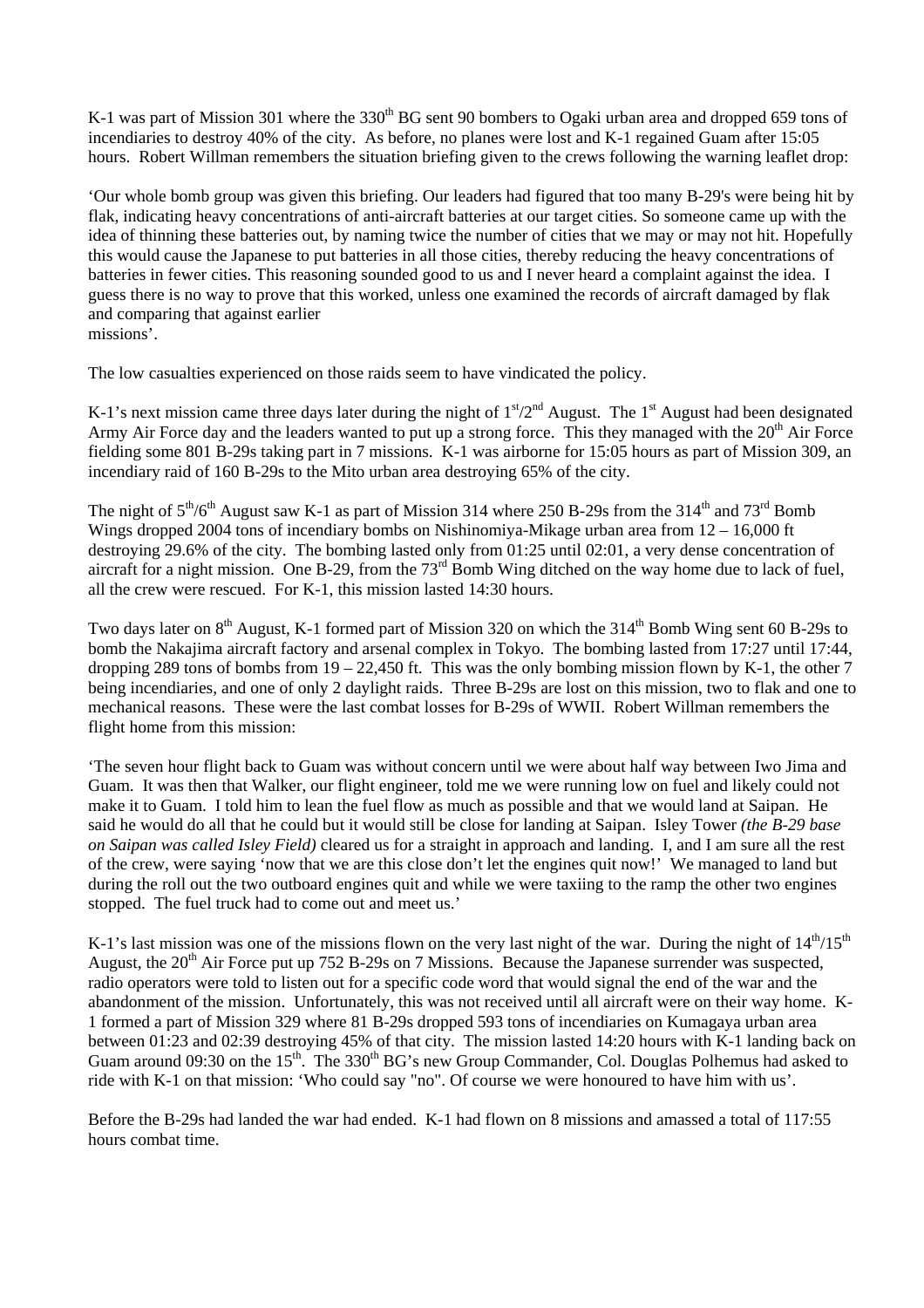K-1 was part of Mission 301 where the 330th BG sent 90 bombers to Ogaki urban area and dropped 659 tons of incendiaries to destroy 40% of the city. As before, no planes were lost and K-1 regained Guam after 15:05 hours. Robert Willman remembers the situation briefing given to the crews following the warning leaflet drop:

'Our whole bomb group was given this briefing. Our leaders had figured that too many B-29's were being hit by flak, indicating heavy concentrations of anti-aircraft batteries at our target cities. So someone came up with the idea of thinning these batteries out, by naming twice the number of cities that we may or may not hit. Hopefully this would cause the Japanese to put batteries in all those cities, thereby reducing the heavy concentrations of batteries in fewer cities. This reasoning sounded good to us and I never heard a complaint against the idea. I guess there is no way to prove that this worked, unless one examined the records of aircraft damaged by flak and comparing that against earlier missions'.

The low casualties experienced on those raids seem to have vindicated the policy.

K-1's next mission came three days later during the night of 1st/2nd August. The 1st August had been designated Army Air Force day and the leaders wanted to put up a strong force. This they managed with the 20th Air Force fielding some 801 B-29s taking part in 7 missions. K-1 was airborne for 15:05 hours as part of Mission 309, an incendiary raid of 160 B-29s to the Mito urban area destroying 65% of the city.

The night of 5th/6th August saw K-1 as part of Mission 314 where 250 B-29s from the 314th and 73rd Bomb Wings dropped 2004 tons of incendiary bombs on Nishinomiya-Mikage urban area from 12 – 16,000 ft destroying 29.6% of the city. The bombing lasted only from 01:25 until 02:01, a very dense concentration of aircraft for a night mission. One B-29, from the 73rd Bomb Wing ditched on the way home due to lack of fuel, all the crew were rescued. For K-1, this mission lasted 14:30 hours.

Two days later on 8th August, K-1 formed part of Mission 320 on which the 314th Bomb Wing sent 60 B-29s to bomb the Nakajima aircraft factory and arsenal complex in Tokyo. The bombing lasted from 17:27 until 17:44, dropping 289 tons of bombs from 19 – 22,450 ft. This was the only bombing mission flown by K-1, the other 7 being incendiaries, and one of only 2 daylight raids. Three B-29s are lost on this mission, two to flak and one to mechanical reasons. These were the last combat losses for B-29s of WWII. Robert Willman remembers the flight home from this mission:

'The seven hour flight back to Guam was without concern until we were about half way between Iwo Jima and Guam. It was then that Walker, our flight engineer, told me we were running low on fuel and likely could not make it to Guam. I told him to lean the fuel flow as much as possible and that we would land at Saipan. He said he would do all that he could but it would still be close for landing at Saipan. Isley Tower *(the B-29 base on Saipan was called Isley Field)* cleared us for a straight in approach and landing. I, and I am sure all the rest of the crew, were saying 'now that we are this close don't let the engines quit now!' We managed to land but during the roll out the two outboard engines quit and while we were taxiing to the ramp the other two engines stopped. The fuel truck had to come out and meet us.'

K-1's last mission was one of the missions flown on the very last night of the war. During the night of 14th/15th August, the 20th Air Force put up 752 B-29s on 7 Missions. Because the Japanese surrender was suspected, radio operators were told to listen out for a specific code word that would signal the end of the war and the abandonment of the mission. Unfortunately, this was not received until all aircraft were on their way home. K-1 formed a part of Mission 329 where 81 B-29s dropped 593 tons of incendiaries on Kumagaya urban area between 01:23 and 02:39 destroying 45% of that city. The mission lasted 14:20 hours with K-1 landing back on Guam around 09:30 on the 15th. The 330th BG's new Group Commander, Col. Douglas Polhemus had asked to ride with K-1 on that mission: 'Who could say "no". Of course we were honoured to have him with us'.

Before the B-29s had landed the war had ended. K-1 had flown on 8 missions and amassed a total of 117:55 hours combat time.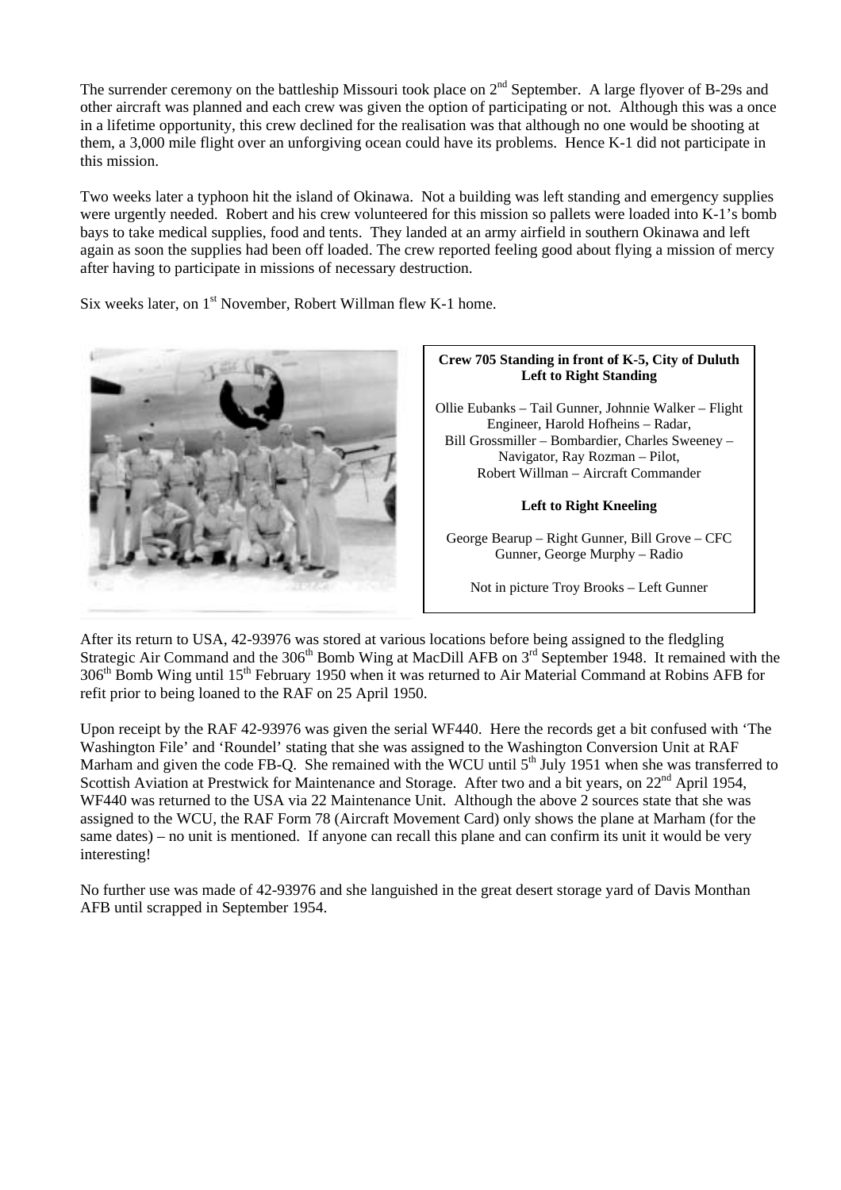The surrender ceremony on the battleship Missouri took place on 2nd September. A large flyover of B-29s and other aircraft was planned and each crew was given the option of participating or not. Although this was a once in a lifetime opportunity, this crew declined for the realisation was that although no one would be shooting at them, a 3,000 mile flight over an unforgiving ocean could have its problems. Hence K-1 did not participate in this mission.

Two weeks later a typhoon hit the island of Okinawa. Not a building was left standing and emergency supplies were urgently needed. Robert and his crew volunteered for this mission so pallets were loaded into K-1's bomb bays to take medical supplies, food and tents. They landed at an army airfield in southern Okinawa and left again as soon the supplies had been off loaded. The crew reported feeling good about flying a mission of mercy after having to participate in missions of necessary destruction.

Six weeks later, on 1st November, Robert Willman flew K-1 home.

**Crew 705 Standing in front of K-5, City of Duluth**
**Left to Right Standing**

Ollie Eubanks – Tail Gunner, Johnnie Walker – Flight Engineer, Harold Hofheins – Radar, Bill Grossmiller – Bombardier, Charles Sweeney – Navigator, Ray Rozman – Pilot, Robert Willman – Aircraft Commander

**Left to Right Kneeling**

George Bearup – Right Gunner, Bill Grove – CFC Gunner, George Murphy – Radio

Not in picture Troy Brooks – Left Gunner

After its return to USA, 42-93976 was stored at various locations before being assigned to the fledgling Strategic Air Command and the 306th Bomb Wing at MacDill AFB on 3rd September 1948. It remained with the 306th Bomb Wing until 15th February 1950 when it was returned to Air Material Command at Robins AFB for refit prior to being loaned to the RAF on 25 April 1950.

Upon receipt by the RAF 42-93976 was given the serial WF440. Here the records get a bit confused with 'The Washington File' and 'Roundel' stating that she was assigned to the Washington Conversion Unit at RAF Marham and given the code FB-Q. She remained with the WCU until 5th July 1951 when she was transferred to Scottish Aviation at Prestwick for Maintenance and Storage. After two and a bit years, on 22nd April 1954, WF440 was returned to the USA via 22 Maintenance Unit. Although the above 2 sources state that she was assigned to the WCU, the RAF Form 78 (Aircraft Movement Card) only shows the plane at Marham (for the same dates) – no unit is mentioned. If anyone can recall this plane and can confirm its unit it would be very interesting!

No further use was made of 42-93976 and she languished in the great desert storage yard of Davis Monthan AFB until scrapped in September 1954.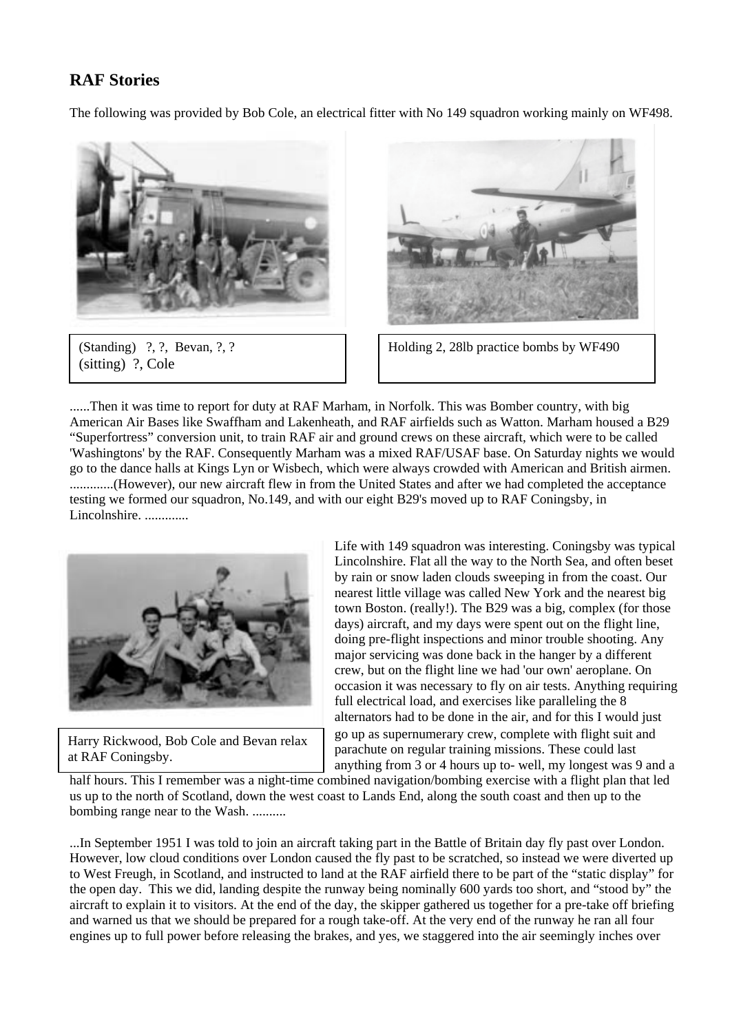## RAF Stories

The following was provided by Bob Cole, an electrical fitter with No 149 squadron working mainly on WF498.

(Standing) ?, ?, Bevan, ?, ?
(sitting) ?, Cole

Holding 2, 28lb practice bombs by WF490

......Then it was time to report for duty at RAF Marham, in Norfolk. This was Bomber country, with big American Air Bases like Swaffham and Lakenheath, and RAF airfields such as Watton. Marham housed a B29 "Superfortress" conversion unit, to train RAF air and ground crews on these aircraft, which were to be called 'Washingtons' by the RAF. Consequently Marham was a mixed RAF/USAF base. On Saturday nights we would go to the dance halls at Kings Lyn or Wisbech, which were always crowded with American and British airmen. .............(However), our new aircraft flew in from the United States and after we had completed the acceptance testing we formed our squadron, No.149, and with our eight B29's moved up to RAF Coningsby, in Lincolnshire. .............

Harry Rickwood, Bob Cole and Bevan relax at RAF Coningsby.

Life with 149 squadron was interesting. Coningsby was typical Lincolnshire. Flat all the way to the North Sea, and often beset by rain or snow laden clouds sweeping in from the coast. Our nearest little village was called New York and the nearest big town Boston. (really!). The B29 was a big, complex (for those days) aircraft, and my days were spent out on the flight line, doing pre-flight inspections and minor trouble shooting. Any major servicing was done back in the hanger by a different crew, but on the flight line we had 'our own' aeroplane. On occasion it was necessary to fly on air tests. Anything requiring full electrical load, and exercises like paralleling the 8 alternators had to be done in the air, and for this I would just go up as supernumerary crew, complete with flight suit and parachute on regular training missions. These could last anything from 3 or 4 hours up to- well, my longest was 9 and a half hours. This I remember was a night-time combined navigation/bombing exercise with a flight plan that led us up to the north of Scotland, down the west coast to Lands End, along the south coast and then up to the bombing range near to the Wash. ..........

...In September 1951 I was told to join an aircraft taking part in the Battle of Britain day fly past over London. However, low cloud conditions over London caused the fly past to be scratched, so instead we were diverted up to West Freugh, in Scotland, and instructed to land at the RAF airfield there to be part of the "static display" for the open day. This we did, landing despite the runway being nominally 600 yards too short, and "stood by" the aircraft to explain it to visitors. At the end of the day, the skipper gathered us together for a pre-take off briefing and warned us that we should be prepared for a rough take-off. At the very end of the runway he ran all four engines up to full power before releasing the brakes, and yes, we staggered into the air seemingly inches over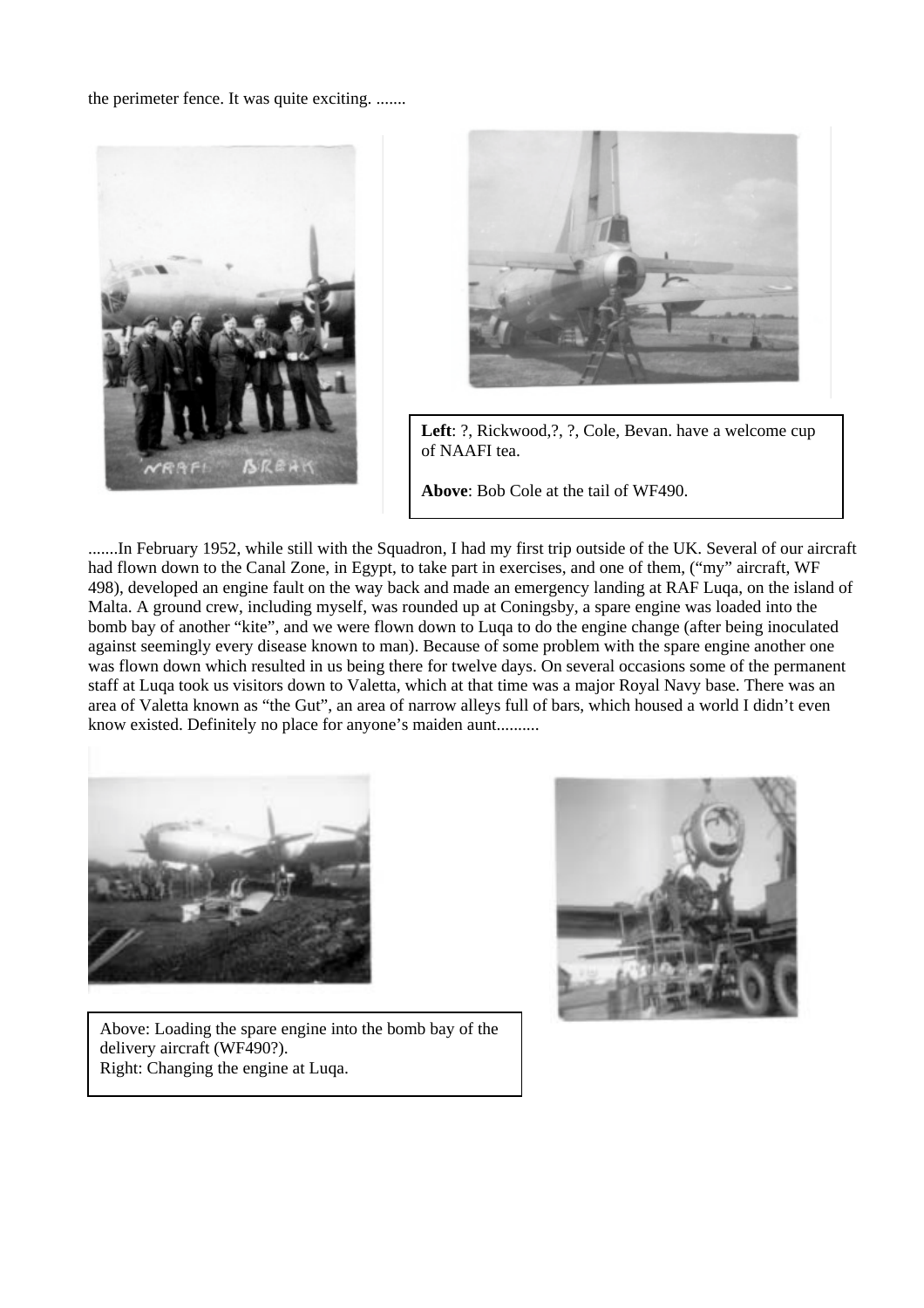the perimeter fence. It was quite exciting. .......

**Left**: ?, Rickwood,?, ?, Cole, Bevan. have a welcome cup of NAAFI tea.

**Above**: Bob Cole at the tail of WF490.

.......In February 1952, while still with the Squadron, I had my first trip outside of the UK. Several of our aircraft had flown down to the Canal Zone, in Egypt, to take part in exercises, and one of them, ("my" aircraft, WF 498), developed an engine fault on the way back and made an emergency landing at RAF Luqa, on the island of Malta. A ground crew, including myself, was rounded up at Coningsby, a spare engine was loaded into the bomb bay of another "kite", and we were flown down to Luqa to do the engine change (after being inoculated against seemingly every disease known to man). Because of some problem with the spare engine another one was flown down which resulted in us being there for twelve days. On several occasions some of the permanent staff at Luqa took us visitors down to Valetta, which at that time was a major Royal Navy base. There was an area of Valetta known as "the Gut", an area of narrow alleys full of bars, which housed a world I didn't even know existed. Definitely no place for anyone's maiden aunt..........

Above: Loading the spare engine into the bomb bay of the delivery aircraft (WF490?).
Right: Changing the engine at Luqa.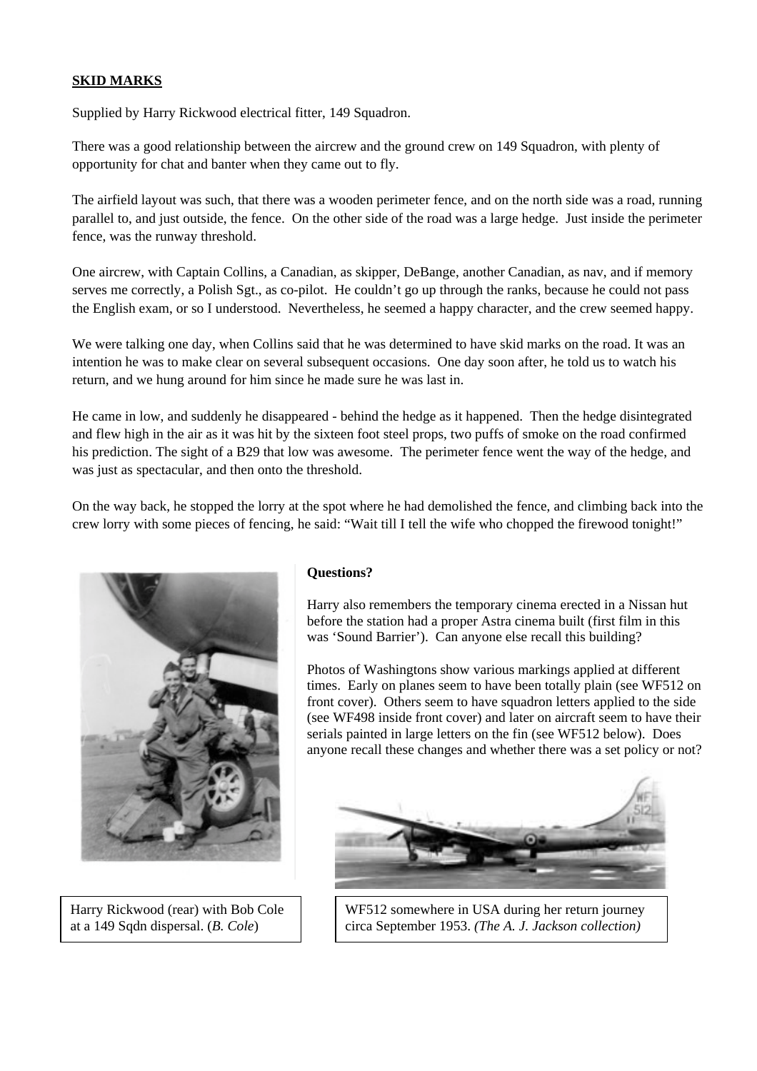**SKID MARKS**

Supplied by Harry Rickwood electrical fitter, 149 Squadron.

There was a good relationship between the aircrew and the ground crew on 149 Squadron, with plenty of opportunity for chat and banter when they came out to fly.

The airfield layout was such, that there was a wooden perimeter fence, and on the north side was a road, running parallel to, and just outside, the fence. On the other side of the road was a large hedge. Just inside the perimeter fence, was the runway threshold.

One aircrew, with Captain Collins, a Canadian, as skipper, DeBange, another Canadian, as nav, and if memory serves me correctly, a Polish Sgt., as co-pilot. He couldn't go up through the ranks, because he could not pass the English exam, or so I understood. Nevertheless, he seemed a happy character, and the crew seemed happy.

We were talking one day, when Collins said that he was determined to have skid marks on the road. It was an intention he was to make clear on several subsequent occasions. One day soon after, he told us to watch his return, and we hung around for him since he made sure he was last in.

He came in low, and suddenly he disappeared - behind the hedge as it happened. Then the hedge disintegrated and flew high in the air as it was hit by the sixteen foot steel props, two puffs of smoke on the road confirmed his prediction. The sight of a B29 that low was awesome. The perimeter fence went the way of the hedge, and was just as spectacular, and then onto the threshold.

On the way back, he stopped the lorry at the spot where he had demolished the fence, and climbing back into the crew lorry with some pieces of fencing, he said: "Wait till I tell the wife who chopped the firewood tonight!"

Harry Rickwood (rear) with Bob Cole at a 149 Sqdn dispersal. (*B. Cole*)

**Questions?**

Harry also remembers the temporary cinema erected in a Nissan hut before the station had a proper Astra cinema built (first film in this was 'Sound Barrier'). Can anyone else recall this building?

Photos of Washingtons show various markings applied at different times. Early on planes seem to have been totally plain (see WF512 on front cover). Others seem to have squadron letters applied to the side (see WF498 inside front cover) and later on aircraft seem to have their serials painted in large letters on the fin (see WF512 below). Does anyone recall these changes and whether there was a set policy or not?

WF512 somewhere in USA during her return journey circa September 1953. *(The A. J. Jackson collection)*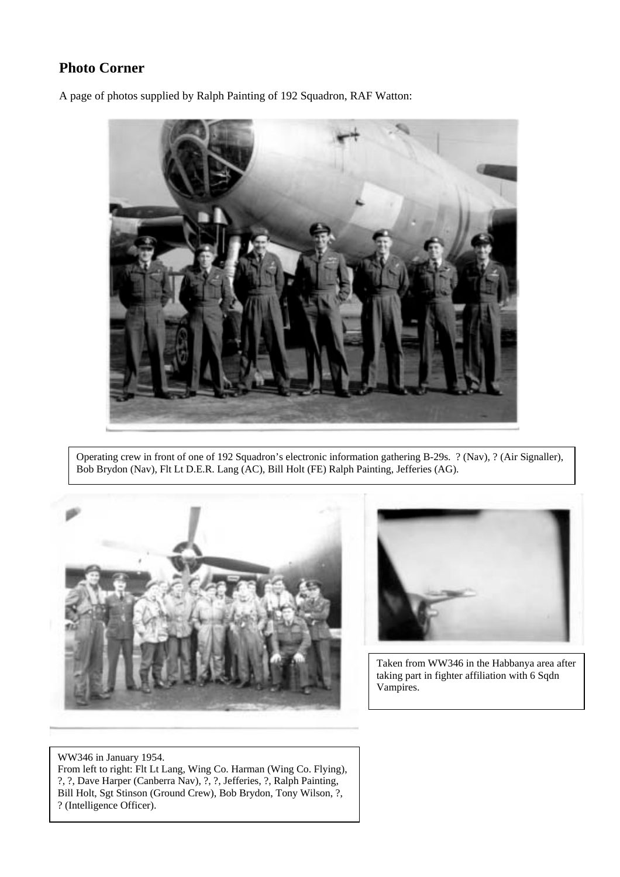## Photo Corner

A page of photos supplied by Ralph Painting of 192 Squadron, RAF Watton:

Operating crew in front of one of 192 Squadron's electronic information gathering B-29s. ? (Nav), ? (Air Signaller), Bob Brydon (Nav), Flt Lt D.E.R. Lang (AC), Bill Holt (FE) Ralph Painting, Jefferies (AG).

Taken from WW346 in the Habbanya area after taking part in fighter affiliation with 6 Sqdn Vampires.

WW346 in January 1954.
From left to right: Flt Lt Lang, Wing Co. Harman (Wing Co. Flying), ?, ?, Dave Harper (Canberra Nav), ?, ?, Jefferies, ?, Ralph Painting, Bill Holt, Sgt Stinson (Ground Crew), Bob Brydon, Tony Wilson, ?, ? (Intelligence Officer).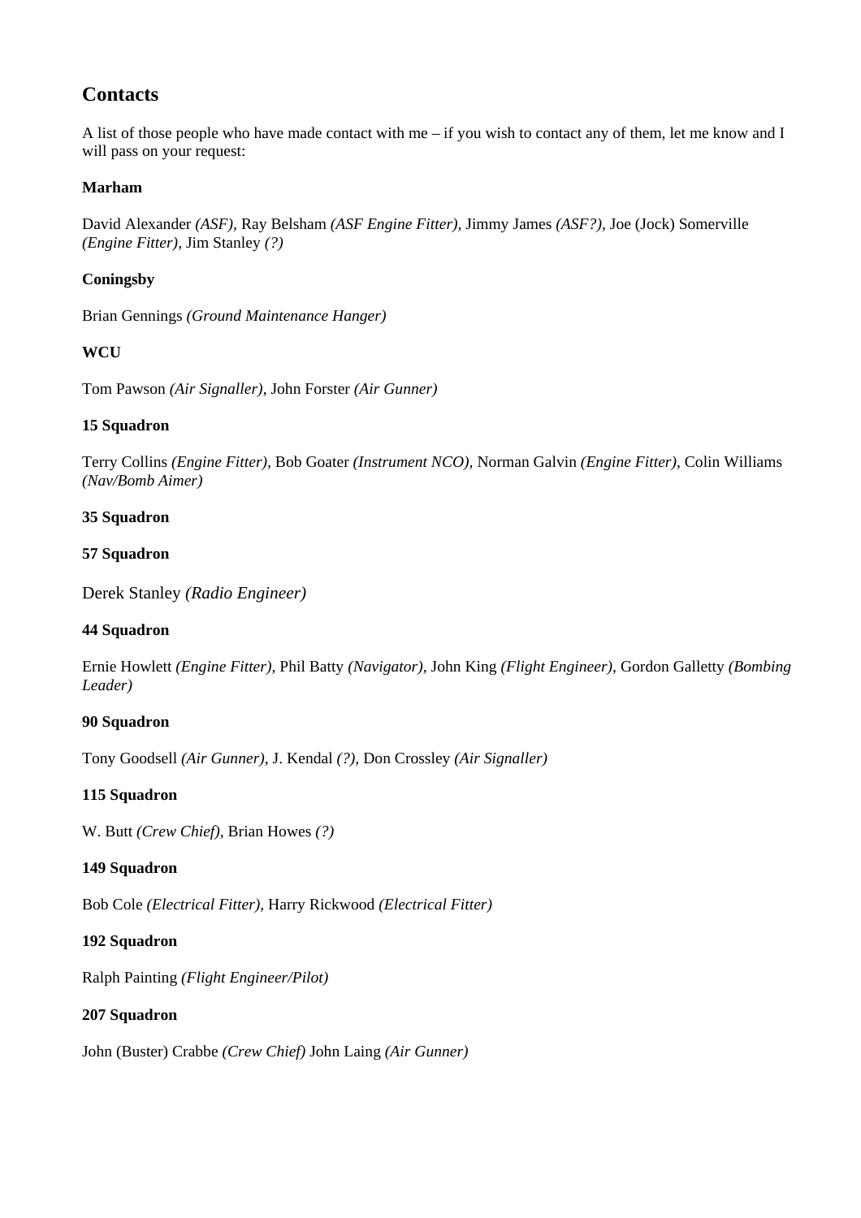## Contacts

A list of those people who have made contact with me – if you wish to contact any of them, let me know and I will pass on your request:

**Marham**

David Alexander *(ASF)*, Ray Belsham *(ASF Engine Fitter)*, Jimmy James *(ASF?)*, Joe (Jock) Somerville *(Engine Fitter)*, Jim Stanley *(?)*

**Coningsby**

Brian Gennings *(Ground Maintenance Hanger)*

**WCU**

Tom Pawson *(Air Signaller)*, John Forster *(Air Gunner)*

**15 Squadron**

Terry Collins *(Engine Fitter)*, Bob Goater *(Instrument NCO)*, Norman Galvin *(Engine Fitter)*, Colin Williams *(Nav/Bomb Aimer)*

**35 Squadron**

**57 Squadron**

Derek Stanley *(Radio Engineer)*

**44 Squadron**

Ernie Howlett *(Engine Fitter)*, Phil Batty *(Navigator)*, John King *(Flight Engineer)*, Gordon Galletty *(Bombing Leader)*

**90 Squadron**

Tony Goodsell *(Air Gunner)*, J. Kendal *(?)*, Don Crossley *(Air Signaller)*

**115 Squadron**

W. Butt *(Crew Chief)*, Brian Howes *(?)*

**149 Squadron**

Bob Cole *(Electrical Fitter)*, Harry Rickwood *(Electrical Fitter)*

**192 Squadron**

Ralph Painting *(Flight Engineer/Pilot)*

**207 Squadron**

John (Buster) Crabbe *(Crew Chief)* John Laing *(Air Gunner)*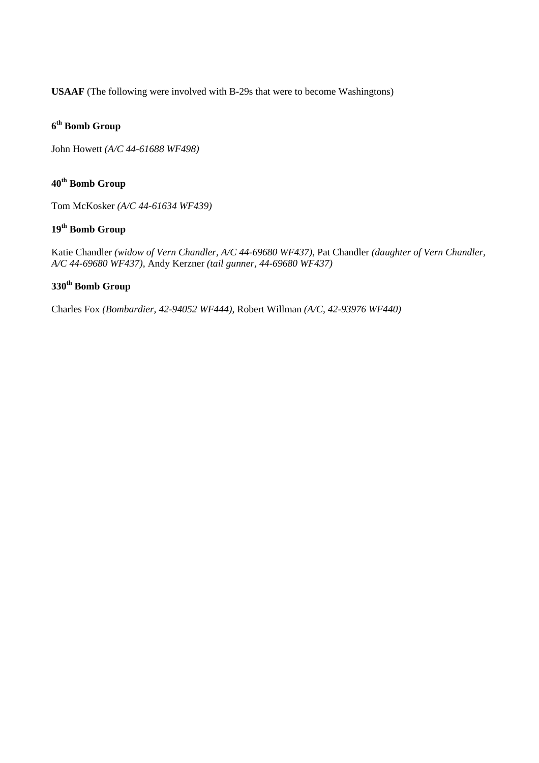**USAAF** (The following were involved with B-29s that were to become Washingtons)

### 6th Bomb Group

John Howett *(A/C 44-61688 WF498)*

### 40th Bomb Group

Tom McKosker *(A/C 44-61634 WF439)*

### 19th Bomb Group

Katie Chandler *(widow of Vern Chandler, A/C 44-69680 WF437)*, Pat Chandler *(daughter of Vern Chandler, A/C 44-69680 WF437)*, Andy Kerzner *(tail gunner, 44-69680 WF437)*

### 330th Bomb Group

Charles Fox *(Bombardier, 42-94052 WF444)*, Robert Willman *(A/C, 42-93976 WF440)*